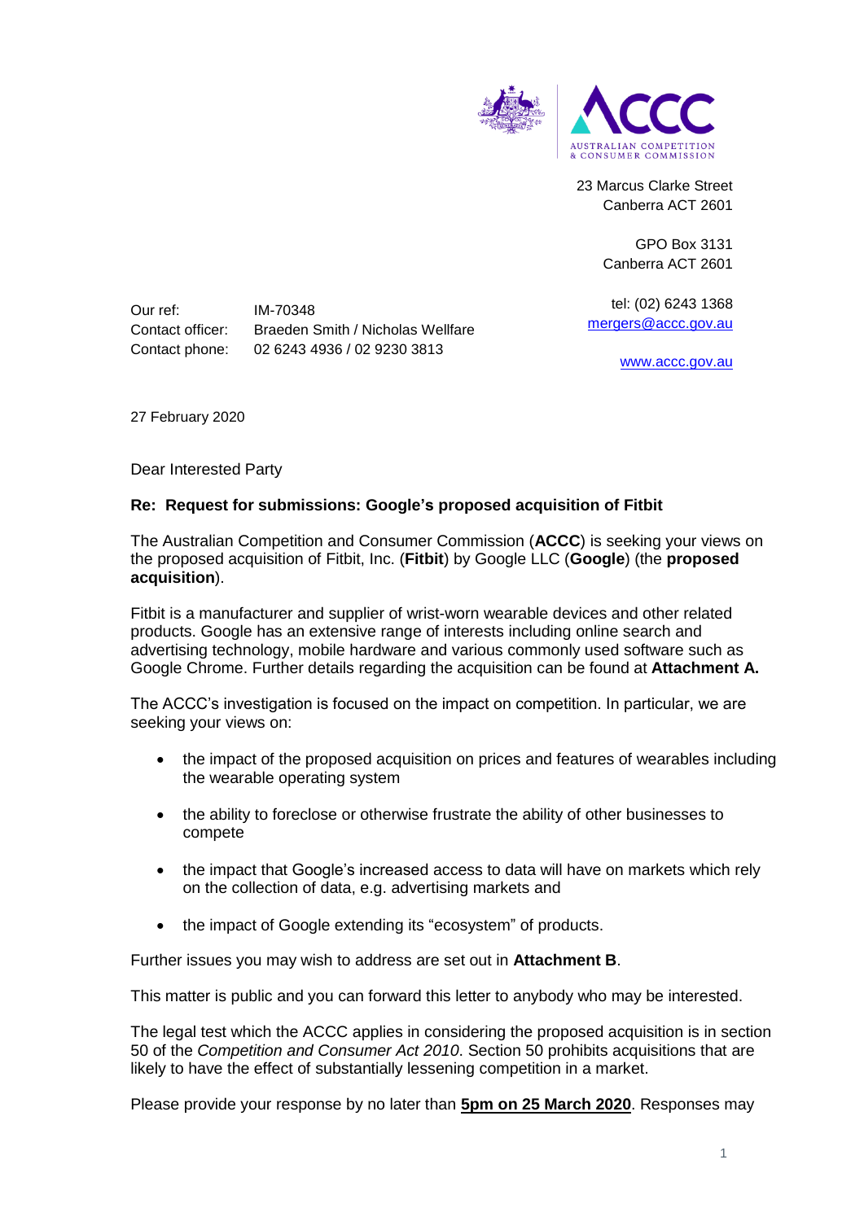23 Marcus Clarke Street
Canberra ACT 2601

GPO Box 3131
Canberra ACT 2601

tel: (02) 6243 1368
mergers@accc.gov.au

www.accc.gov.au

Our ref: IM-70348
Contact officer: Braeden Smith / Nicholas Wellfare
Contact phone: 02 6243 4936 / 02 9230 3813

27 February 2020

Dear Interested Party

**Re: Request for submissions: Google's proposed acquisition of Fitbit**

The Australian Competition and Consumer Commission (**ACCC**) is seeking your views on the proposed acquisition of Fitbit, Inc. (**Fitbit**) by Google LLC (**Google**) (the **proposed acquisition**).

Fitbit is a manufacturer and supplier of wrist-worn wearable devices and other related products. Google has an extensive range of interests including online search and advertising technology, mobile hardware and various commonly used software such as Google Chrome. Further details regarding the acquisition can be found at **Attachment A.**

The ACCC's investigation is focused on the impact on competition. In particular, we are seeking your views on:

- the impact of the proposed acquisition on prices and features of wearables including the wearable operating system
- the ability to foreclose or otherwise frustrate the ability of other businesses to compete
- the impact that Google's increased access to data will have on markets which rely on the collection of data, e.g. advertising markets and
- the impact of Google extending its "ecosystem" of products.

Further issues you may wish to address are set out in **Attachment B**.

This matter is public and you can forward this letter to anybody who may be interested.

The legal test which the ACCC applies in considering the proposed acquisition is in section 50 of the *Competition and Consumer Act 2010*. Section 50 prohibits acquisitions that are likely to have the effect of substantially lessening competition in a market.

Please provide your response by no later than **5pm on 25 March 2020**. Responses may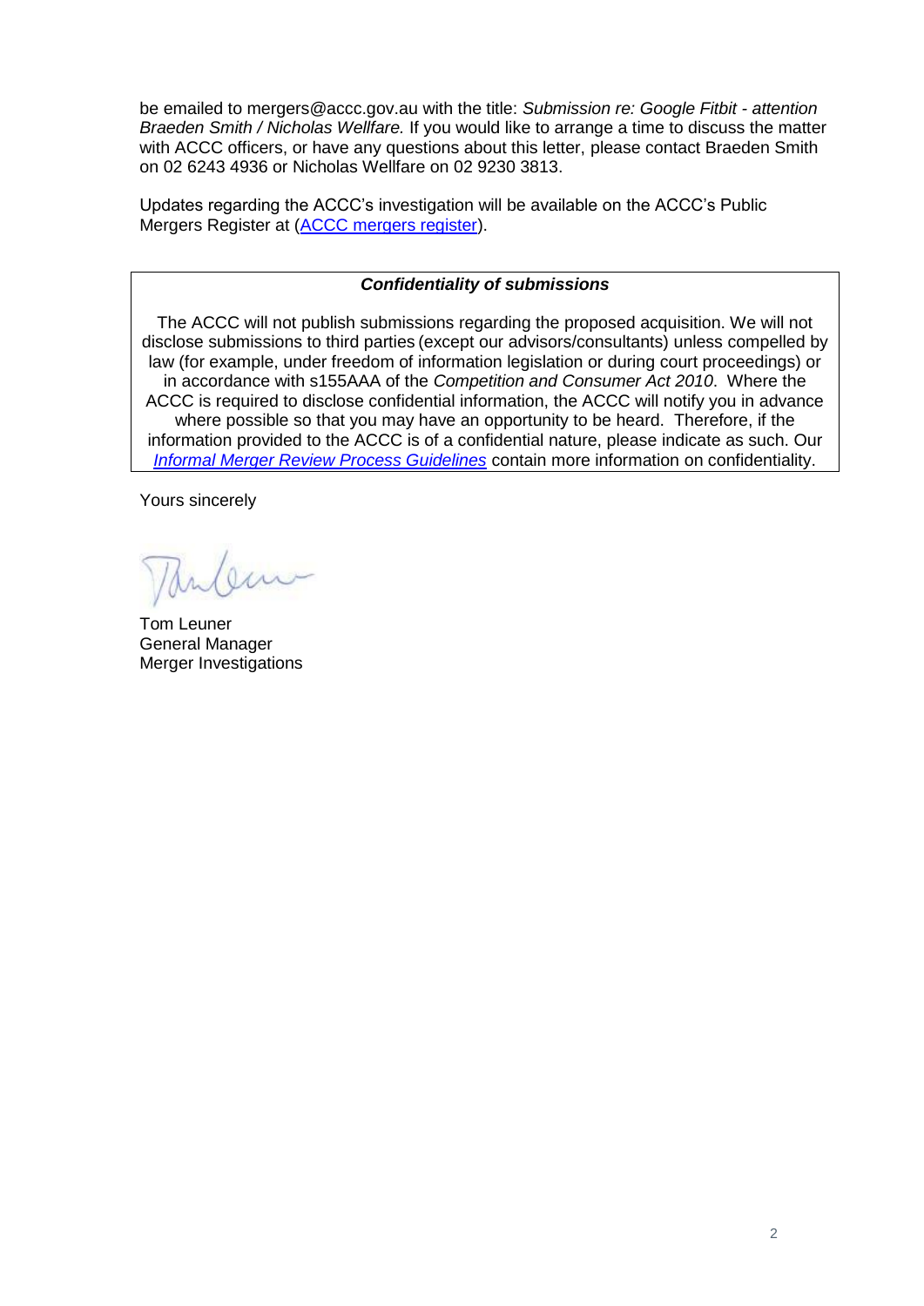be emailed to mergers@accc.gov.au with the title: *Submission re: Google Fitbit - attention Braeden Smith / Nicholas Wellfare.* If you would like to arrange a time to discuss the matter with ACCC officers, or have any questions about this letter, please contact Braeden Smith on 02 6243 4936 or Nicholas Wellfare on 02 9230 3813.

Updates regarding the ACCC's investigation will be available on the ACCC's Public Mergers Register at (ACCC mergers register).

| ***Confidentiality of submissions*** |
| --- |
| The ACCC will not publish submissions regarding the proposed acquisition. We will not disclose submissions to third parties (except our advisors/consultants) unless compelled by law (for example, under freedom of information legislation or during court proceedings) or in accordance with s155AAA of the *Competition and Consumer Act 2010*. Where the ACCC is required to disclose confidential information, the ACCC will notify you in advance where possible so that you may have an opportunity to be heard. Therefore, if the information provided to the ACCC is of a confidential nature, please indicate as such. Our *Informal Merger Review Process Guidelines* contain more information on confidentiality. |

Yours sincerely

Tom Leuner
General Manager
Merger Investigations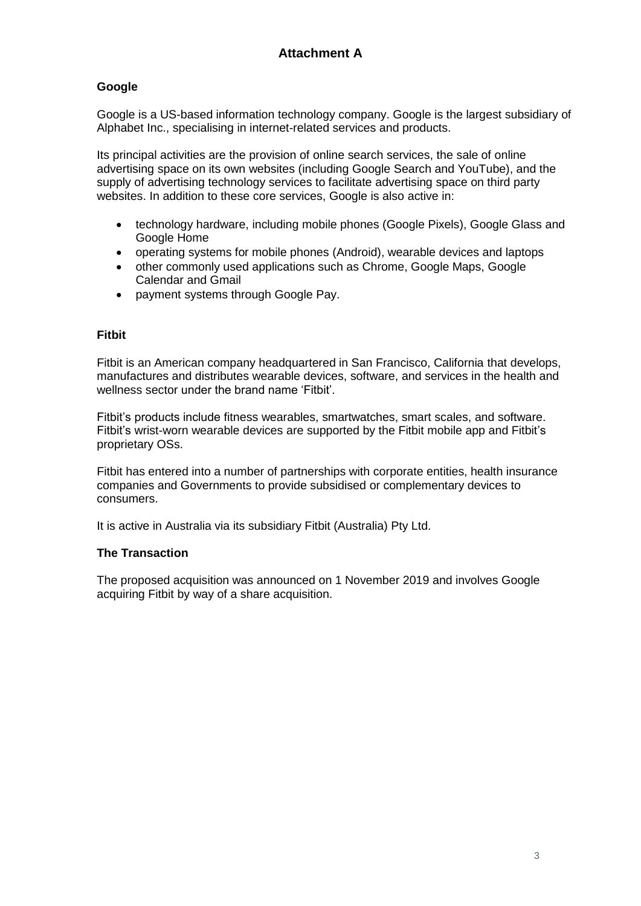# Attachment A

## Google

Google is a US-based information technology company. Google is the largest subsidiary of Alphabet Inc., specialising in internet-related services and products.

Its principal activities are the provision of online search services, the sale of online advertising space on its own websites (including Google Search and YouTube), and the supply of advertising technology services to facilitate advertising space on third party websites. In addition to these core services, Google is also active in:

- technology hardware, including mobile phones (Google Pixels), Google Glass and Google Home
- operating systems for mobile phones (Android), wearable devices and laptops
- other commonly used applications such as Chrome, Google Maps, Google Calendar and Gmail
- payment systems through Google Pay.

## Fitbit

Fitbit is an American company headquartered in San Francisco, California that develops, manufactures and distributes wearable devices, software, and services in the health and wellness sector under the brand name 'Fitbit'.

Fitbit's products include fitness wearables, smartwatches, smart scales, and software. Fitbit's wrist-worn wearable devices are supported by the Fitbit mobile app and Fitbit's proprietary OSs.

Fitbit has entered into a number of partnerships with corporate entities, health insurance companies and Governments to provide subsidised or complementary devices to consumers.

It is active in Australia via its subsidiary Fitbit (Australia) Pty Ltd.

## The Transaction

The proposed acquisition was announced on 1 November 2019 and involves Google acquiring Fitbit by way of a share acquisition.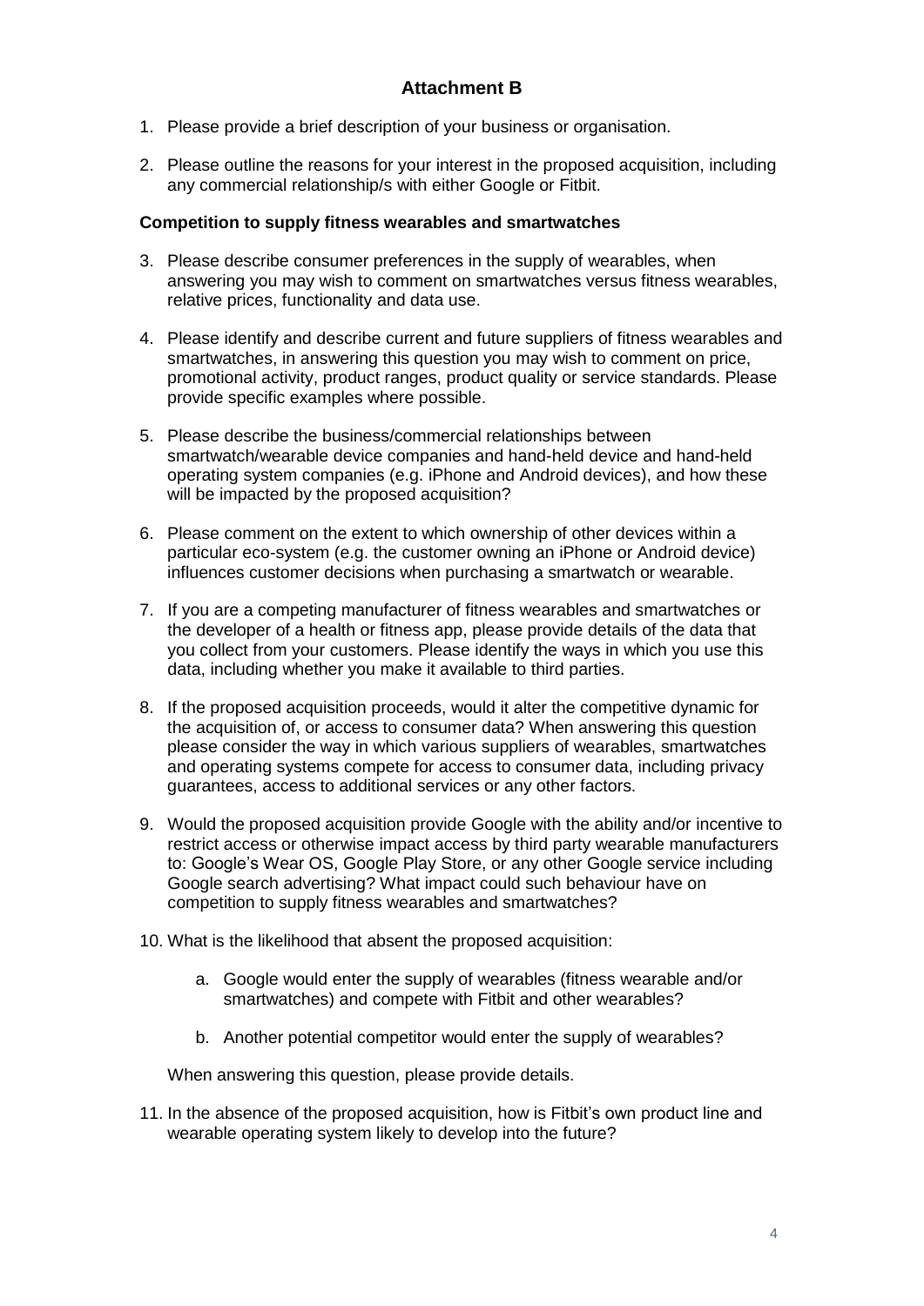## Attachment B

1. Please provide a brief description of your business or organisation.
2. Please outline the reasons for your interest in the proposed acquisition, including any commercial relationship/s with either Google or Fitbit.

**Competition to supply fitness wearables and smartwatches**

3. Please describe consumer preferences in the supply of wearables, when answering you may wish to comment on smartwatches versus fitness wearables, relative prices, functionality and data use.
4. Please identify and describe current and future suppliers of fitness wearables and smartwatches, in answering this question you may wish to comment on price, promotional activity, product ranges, product quality or service standards. Please provide specific examples where possible.
5. Please describe the business/commercial relationships between smartwatch/wearable device companies and hand-held device and hand-held operating system companies (e.g. iPhone and Android devices), and how these will be impacted by the proposed acquisition?
6. Please comment on the extent to which ownership of other devices within a particular eco-system (e.g. the customer owning an iPhone or Android device) influences customer decisions when purchasing a smartwatch or wearable.
7. If you are a competing manufacturer of fitness wearables and smartwatches or the developer of a health or fitness app, please provide details of the data that you collect from your customers. Please identify the ways in which you use this data, including whether you make it available to third parties.
8. If the proposed acquisition proceeds, would it alter the competitive dynamic for the acquisition of, or access to consumer data? When answering this question please consider the way in which various suppliers of wearables, smartwatches and operating systems compete for access to consumer data, including privacy guarantees, access to additional services or any other factors.
9. Would the proposed acquisition provide Google with the ability and/or incentive to restrict access or otherwise impact access by third party wearable manufacturers to: Google's Wear OS, Google Play Store, or any other Google service including Google search advertising? What impact could such behaviour have on competition to supply fitness wearables and smartwatches?
10. What is the likelihood that absent the proposed acquisition:
    a. Google would enter the supply of wearables (fitness wearable and/or smartwatches) and compete with Fitbit and other wearables?
    b. Another potential competitor would enter the supply of wearables?

    When answering this question, please provide details.
11. In the absence of the proposed acquisition, how is Fitbit's own product line and wearable operating system likely to develop into the future?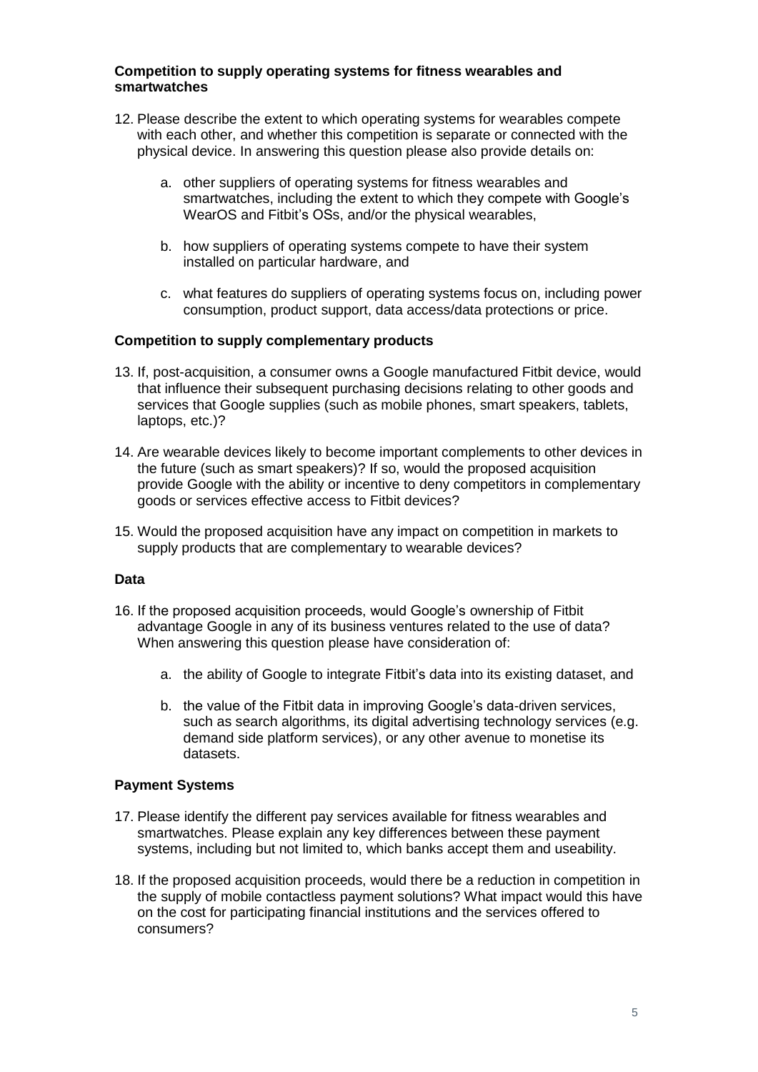### Competition to supply operating systems for fitness wearables and smartwatches

12. Please describe the extent to which operating systems for wearables compete with each other, and whether this competition is separate or connected with the physical device. In answering this question please also provide details on:

    a. other suppliers of operating systems for fitness wearables and smartwatches, including the extent to which they compete with Google's WearOS and Fitbit's OSs, and/or the physical wearables,

    b. how suppliers of operating systems compete to have their system installed on particular hardware, and

    c. what features do suppliers of operating systems focus on, including power consumption, product support, data access/data protections or price.

### Competition to supply complementary products

13. If, post-acquisition, a consumer owns a Google manufactured Fitbit device, would that influence their subsequent purchasing decisions relating to other goods and services that Google supplies (such as mobile phones, smart speakers, tablets, laptops, etc.)?

14. Are wearable devices likely to become important complements to other devices in the future (such as smart speakers)? If so, would the proposed acquisition provide Google with the ability or incentive to deny competitors in complementary goods or services effective access to Fitbit devices?

15. Would the proposed acquisition have any impact on competition in markets to supply products that are complementary to wearable devices?

### Data

16. If the proposed acquisition proceeds, would Google's ownership of Fitbit advantage Google in any of its business ventures related to the use of data? When answering this question please have consideration of:

    a. the ability of Google to integrate Fitbit's data into its existing dataset, and

    b. the value of the Fitbit data in improving Google's data-driven services, such as search algorithms, its digital advertising technology services (e.g. demand side platform services), or any other avenue to monetise its datasets.

### Payment Systems

17. Please identify the different pay services available for fitness wearables and smartwatches. Please explain any key differences between these payment systems, including but not limited to, which banks accept them and useability.

18. If the proposed acquisition proceeds, would there be a reduction in competition in the supply of mobile contactless payment solutions? What impact would this have on the cost for participating financial institutions and the services offered to consumers?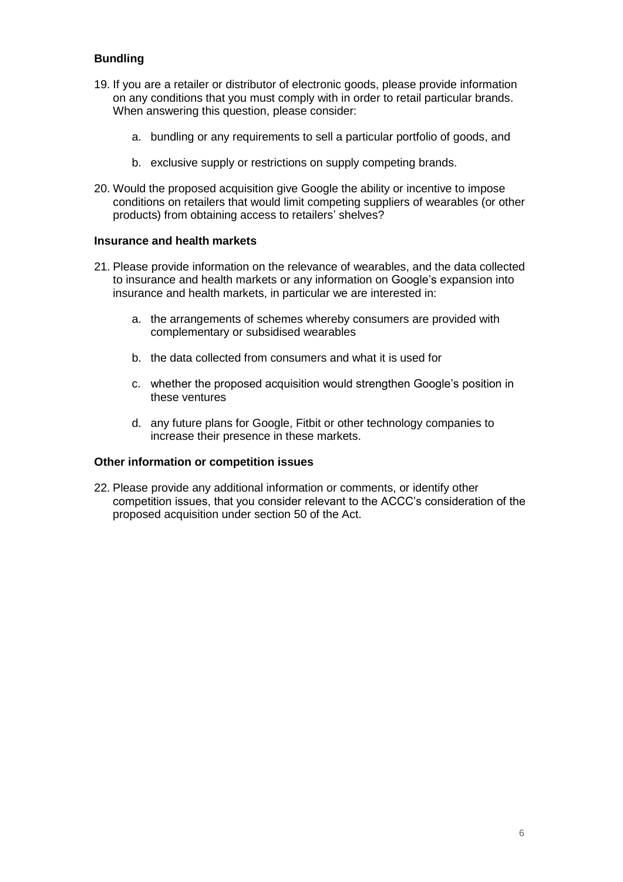### Bundling

19. If you are a retailer or distributor of electronic goods, please provide information on any conditions that you must comply with in order to retail particular brands. When answering this question, please consider:

    a. bundling or any requirements to sell a particular portfolio of goods, and

    b. exclusive supply or restrictions on supply competing brands.

20. Would the proposed acquisition give Google the ability or incentive to impose conditions on retailers that would limit competing suppliers of wearables (or other products) from obtaining access to retailers' shelves?

### Insurance and health markets

21. Please provide information on the relevance of wearables, and the data collected to insurance and health markets or any information on Google's expansion into insurance and health markets, in particular we are interested in:

    a. the arrangements of schemes whereby consumers are provided with complementary or subsidised wearables

    b. the data collected from consumers and what it is used for

    c. whether the proposed acquisition would strengthen Google's position in these ventures

    d. any future plans for Google, Fitbit or other technology companies to increase their presence in these markets.

### Other information or competition issues

22. Please provide any additional information or comments, or identify other competition issues, that you consider relevant to the ACCC's consideration of the proposed acquisition under section 50 of the Act.